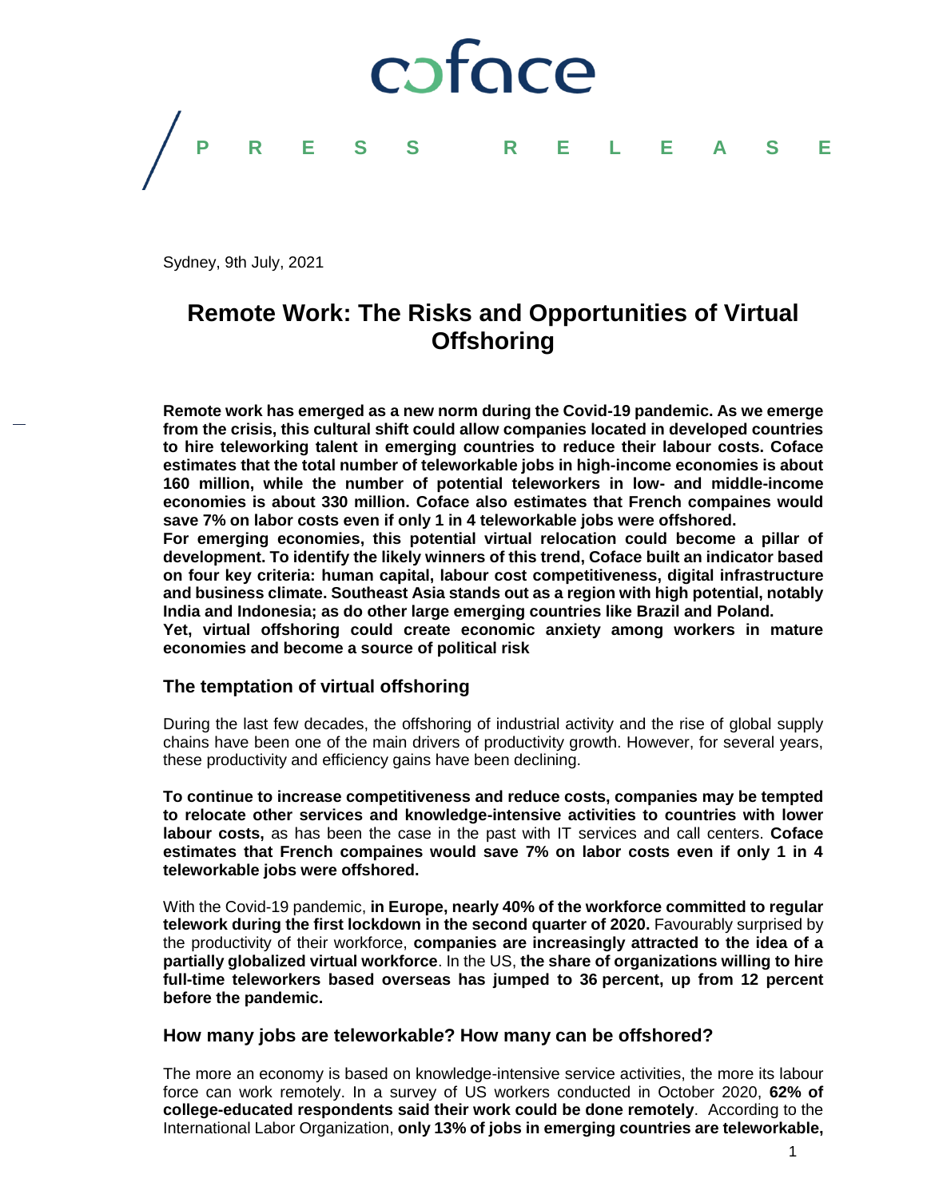coface

PRESS RELEASE

Sydney, 9th July, 2021

# Remote Work: The Risks and Opportunities of Virtual Offshoring

**Remote work has emerged as a new norm during the Covid-19 pandemic. As we emerge from the crisis, this cultural shift could allow companies located in developed countries to hire teleworking talent in emerging countries to reduce their labour costs. Coface estimates that the total number of teleworkable jobs in high-income economies is about 160 million, while the number of potential teleworkers in low- and middle-income economies is about 330 million. Coface also estimates that French compaines would save 7% on labor costs even if only 1 in 4 teleworkable jobs were offshored.**

**For emerging economies, this potential virtual relocation could become a pillar of development. To identify the likely winners of this trend, Coface built an indicator based on four key criteria: human capital, labour cost competitiveness, digital infrastructure and business climate. Southeast Asia stands out as a region with high potential, notably India and Indonesia; as do other large emerging countries like Brazil and Poland.**

**Yet, virtual offshoring could create economic anxiety among workers in mature economies and become a source of political risk**

## The temptation of virtual offshoring

During the last few decades, the offshoring of industrial activity and the rise of global supply chains have been one of the main drivers of productivity growth. However, for several years, these productivity and efficiency gains have been declining.

**To continue to increase competitiveness and reduce costs, companies may be tempted to relocate other services and knowledge-intensive activities to countries with lower labour costs,** as has been the case in the past with IT services and call centers. **Coface estimates that French compaines would save 7% on labor costs even if only 1 in 4 teleworkable jobs were offshored.**

With the Covid-19 pandemic, **in Europe, nearly 40% of the workforce committed to regular telework during the first lockdown in the second quarter of 2020.** Favourably surprised by the productivity of their workforce, **companies are increasingly attracted to the idea of a partially globalized virtual workforce**. In the US, **the share of organizations willing to hire full-time teleworkers based overseas has jumped to 36 percent, up from 12 percent before the pandemic.**

## How many jobs are teleworkable? How many can be offshored?

The more an economy is based on knowledge-intensive service activities, the more its labour force can work remotely. In a survey of US workers conducted in October 2020, **62% of college-educated respondents said their work could be done remotely**. According to the International Labor Organization, **only 13% of jobs in emerging countries are teleworkable,**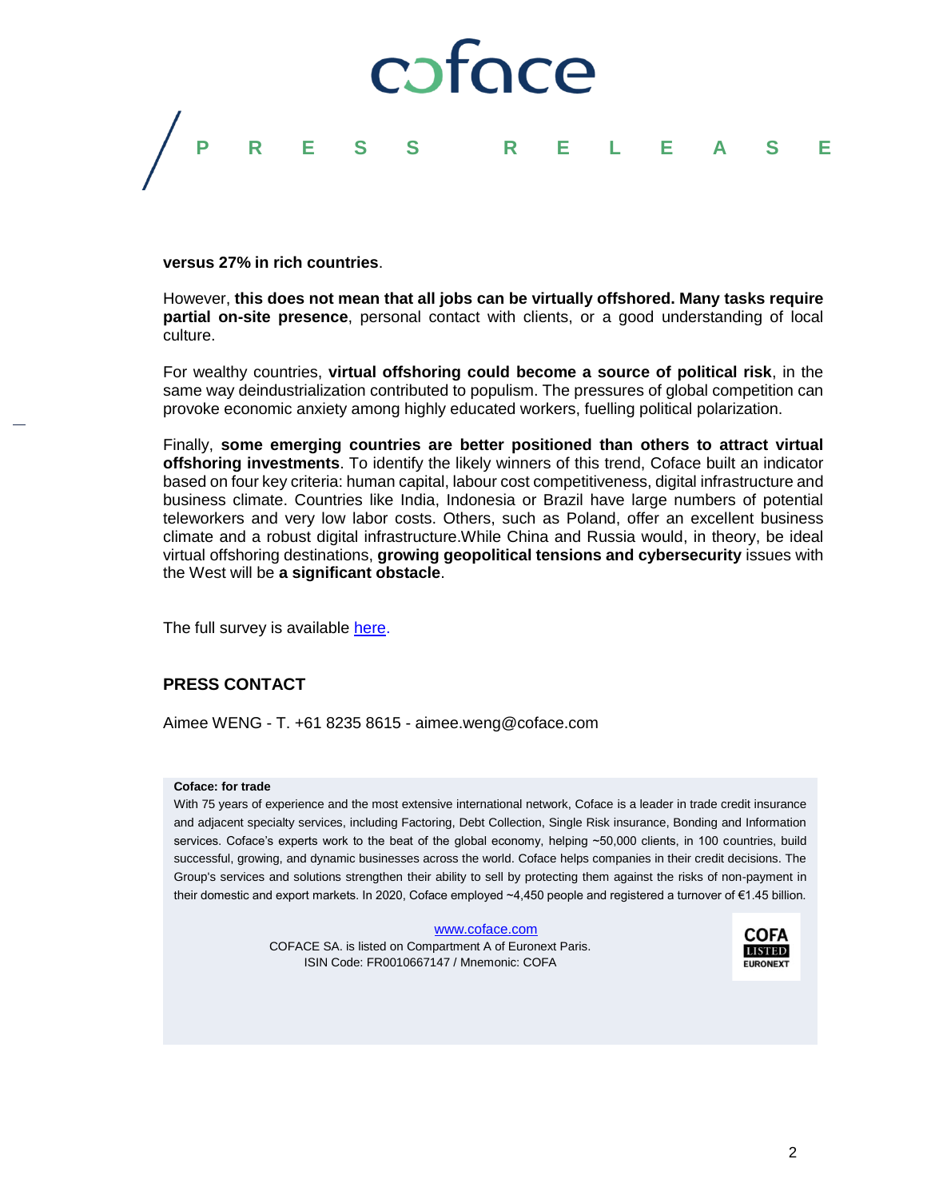**versus 27% in rich countries**.

However, **this does not mean that all jobs can be virtually offshored. Many tasks require partial on-site presence**, personal contact with clients, or a good understanding of local culture.

For wealthy countries, **virtual offshoring could become a source of political risk**, in the same way deindustrialization contributed to populism. The pressures of global competition can provoke economic anxiety among highly educated workers, fuelling political polarization.

Finally, **some emerging countries are better positioned than others to attract virtual offshoring investments**. To identify the likely winners of this trend, Coface built an indicator based on four key criteria: human capital, labour cost competitiveness, digital infrastructure and business climate. Countries like India, Indonesia or Brazil have large numbers of potential teleworkers and very low labor costs. Others, such as Poland, offer an excellent business climate and a robust digital infrastructure.While China and Russia would, in theory, be ideal virtual offshoring destinations, **growing geopolitical tensions and cybersecurity** issues with the West will be **a significant obstacle**.

The full survey is available here.

## PRESS CONTACT

Aimee WENG - T. +61 8235 8615 - aimee.weng@coface.com

**Coface: for trade**

With 75 years of experience and the most extensive international network, Coface is a leader in trade credit insurance and adjacent specialty services, including Factoring, Debt Collection, Single Risk insurance, Bonding and Information services. Coface's experts work to the beat of the global economy, helping ~50,000 clients, in 100 countries, build successful, growing, and dynamic businesses across the world. Coface helps companies in their credit decisions. The Group's services and solutions strengthen their ability to sell by protecting them against the risks of non-payment in their domestic and export markets. In 2020, Coface employed ~4,450 people and registered a turnover of €1.45 billion.

www.coface.com

COFACE SA. is listed on Compartment A of Euronext Paris.

ISIN Code: FR0010667147 / Mnemonic: COFA

COFA LISTED EURONEXT